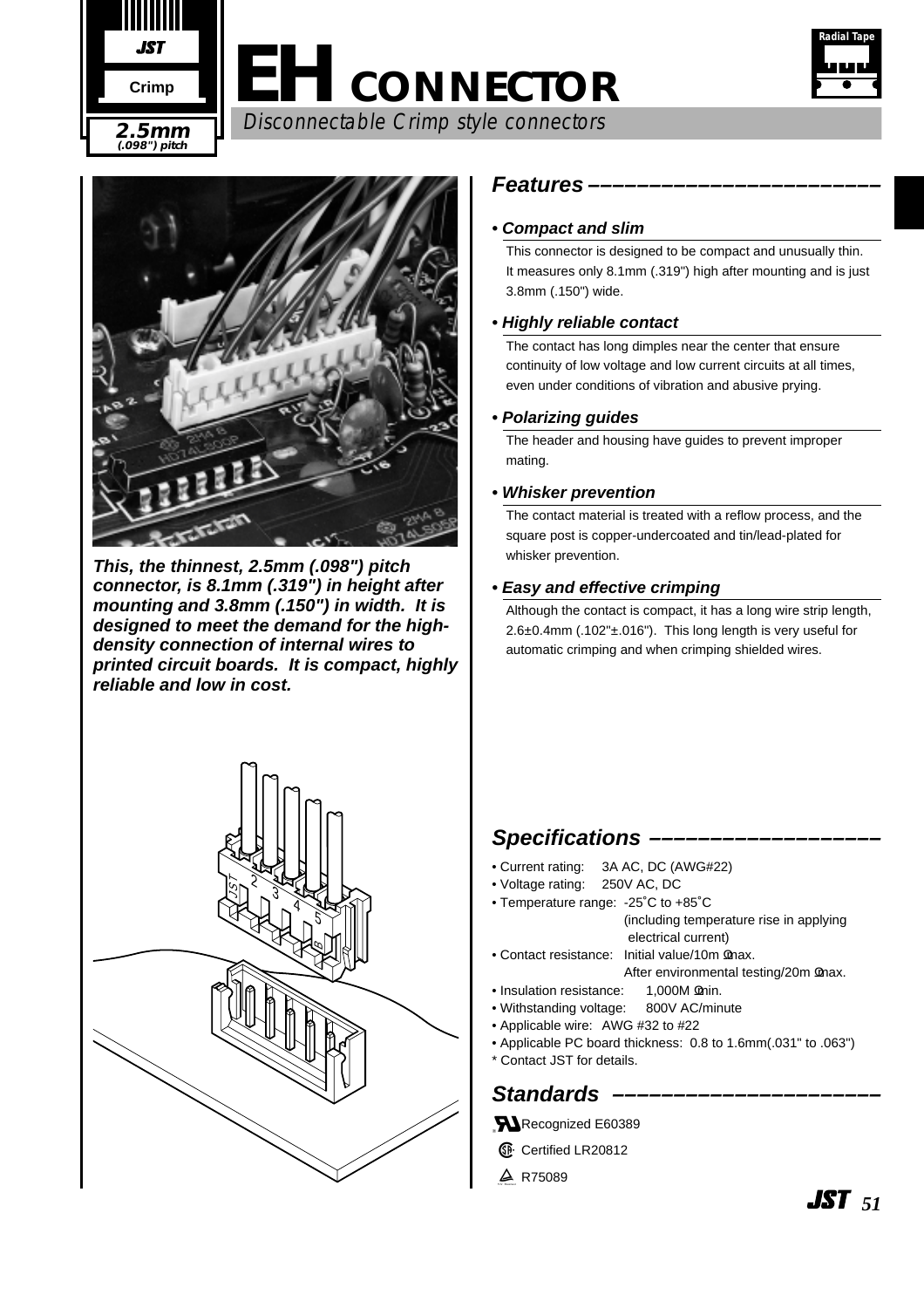# EH CONNECTOR

JST

Crimp

2.5mm (.098") pitch

*Disconnectable Crimp style connectors*

Radial Tape

***This, the thinnest, 2.5mm (.098") pitch connector, is 8.1mm (.319") in height after mounting and 3.8mm (.150") in width. It is designed to meet the demand for the high-density connection of internal wires to printed circuit boards. It is compact, highly reliable and low in cost.***

## Features

**• *Compact and slim***

This connector is designed to be compact and unusually thin. It measures only 8.1mm (.319") high after mounting and is just 3.8mm (.150") wide.

**• *Highly reliable contact***

The contact has long dimples near the center that ensure continuity of low voltage and low current circuits at all times, even under conditions of vibration and abusive prying.

**• *Polarizing guides***

The header and housing have guides to prevent improper mating.

**• *Whisker prevention***

The contact material is treated with a reflow process, and the square post is copper-undercoated and tin/lead-plated for whisker prevention.

**• *Easy and effective crimping***

Although the contact is compact, it has a long wire strip length, 2.6±0.4mm (.102"±.016"). This long length is very useful for automatic crimping and when crimping shielded wires.

## Specifications

- Current rating: 3A AC, DC (AWG#22)
- Voltage rating: 250V AC, DC
- Temperature range: -25˚C to +85˚C (including temperature rise in applying electrical current)
- Contact resistance: Initial value/10m Ω max. After environmental testing/20m Ω max.
- Insulation resistance: 1,000M Ω min.
- Withstanding voltage: 800V AC/minute
- Applicable wire: AWG #32 to #22
- Applicable PC board thickness: 0.8 to 1.6mm(.031" to .063")

\* Contact JST for details.

## Standards

Recognized E60389

Certified LR20812

R75089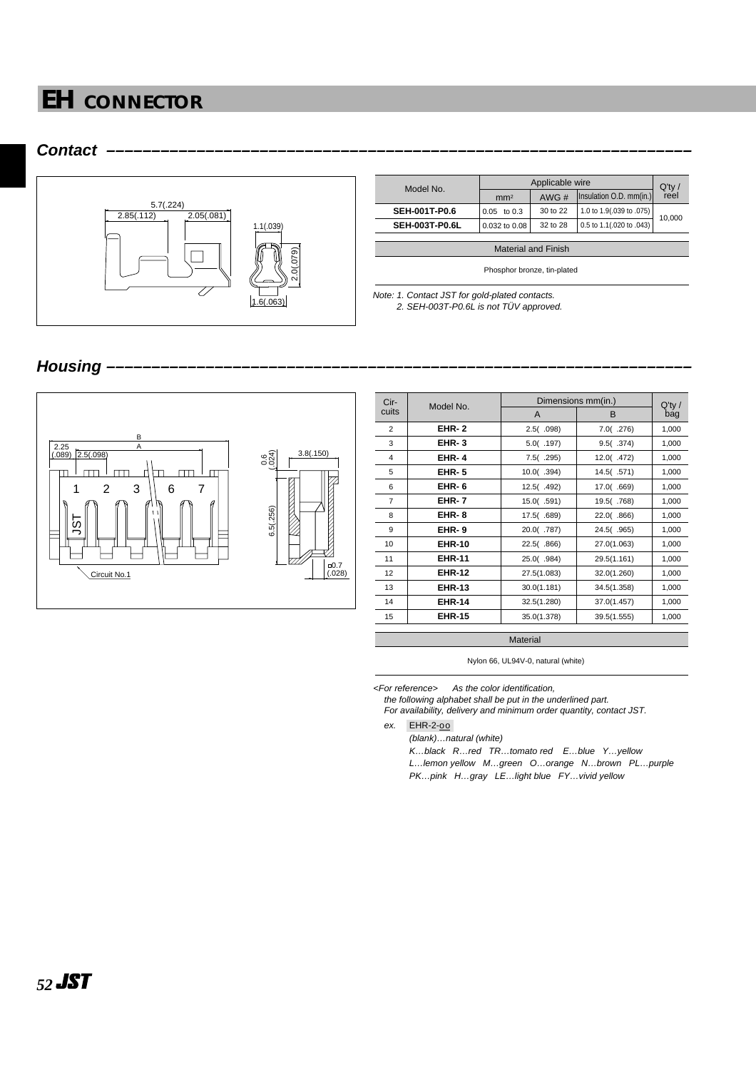# EH CONNECTOR

## Contact

| Model No. | Applicable wire | | | Q'ty / reel |
|---|---|---|---|---|
| | mm² | AWG # | Insulation O.D. mm(in.) | |
| **SEH-001T-P0.6** | 0.05 to 0.3 | 30 to 22 | 1.0 to 1.9(.039 to .075) | 10,000 |
| **SEH-003T-P0.6L** | 0.032 to 0.08 | 32 to 28 | 0.5 to 1.1(.020 to .043) | |

| Material and Finish |
|---|
| Phosphor bronze, tin-plated |

*Note: 1. Contact JST for gold-plated contacts.*
*2. SEH-003T-P0.6L is not TÜV approved.*

## Housing

| Circuits | Model No. | Dimensions mm(in.) | | Q'ty / bag |
|---|---|---|---|---|
| | | A | B | |
| 2 | **EHR- 2** | 2.5( .098) | 7.0( .276) | 1,000 |
| 3 | **EHR- 3** | 5.0( .197) | 9.5( .374) | 1,000 |
| 4 | **EHR- 4** | 7.5( .295) | 12.0( .472) | 1,000 |
| 5 | **EHR- 5** | 10.0( .394) | 14.5( .571) | 1,000 |
| 6 | **EHR- 6** | 12.5( .492) | 17.0( .669) | 1,000 |
| 7 | **EHR- 7** | 15.0( .591) | 19.5( .768) | 1,000 |
| 8 | **EHR- 8** | 17.5( .689) | 22.0( .866) | 1,000 |
| 9 | **EHR- 9** | 20.0( .787) | 24.5( .965) | 1,000 |
| 10 | **EHR-10** | 22.5( .866) | 27.0(1.063) | 1,000 |
| 11 | **EHR-11** | 25.0( .984) | 29.5(1.161) | 1,000 |
| 12 | **EHR-12** | 27.5(1.083) | 32.0(1.260) | 1,000 |
| 13 | **EHR-13** | 30.0(1.181) | 34.5(1.358) | 1,000 |
| 14 | **EHR-14** | 32.5(1.280) | 37.0(1.457) | 1,000 |
| 15 | **EHR-15** | 35.0(1.378) | 39.5(1.555) | 1,000 |

| Material |
|---|
| Nylon 66, UL94V-0, natural (white) |

*<For reference> As the color identification, the following alphabet shall be put in the underlined part.*
*For availability, delivery and minimum order quantity, contact JST.*

*ex.* EHR-2-oo

*(blank)…natural (white)*
*K…black R…red TR…tomato red E…blue Y…yellow*
*L…lemon yellow M…green O…orange N…brown PL…purple*
*PK…pink H…gray LE…light blue FY…vivid yellow*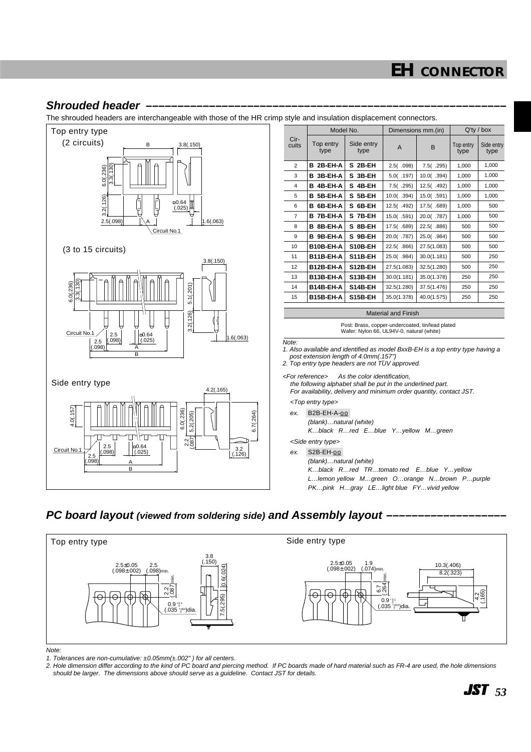# EH CONNECTOR

## Shrouded header

The shrouded headers are interchangeable with those of the HR crimp style and insulation displacement connectors.

Top entry type

(2 circuits)

(3 to 15 circuits)

Side entry type

| Circuits | Model No. | | Dimensions mm.(in) | | Q'ty / box | |
|---|---|---|---|---|---|---|
| | Top entry type | Side entry type | A | B | Top entry type | Side entry type |
| 2 | B 2B-EH-A | S 2B-EH | 2.5( .098) | 7.5( .295) | 1,000 | 1,000 |
| 3 | B 3B-EH-A | S 3B-EH | 5.0( .197) | 10.0( .394) | 1,000 | 1,000 |
| 4 | B 4B-EH-A | S 4B-EH | 7.5( .295) | 12.5( .492) | 1,000 | 1,000 |
| 5 | B 5B-EH-A | S 5B-EH | 10.0( .394) | 15.0( .591) | 1,000 | 1,000 |
| 6 | B 6B-EH-A | S 6B-EH | 12.5( .492) | 17.5( .689) | 1,000 | 500 |
| 7 | B 7B-EH-A | S 7B-EH | 15.0( .591) | 20.0( .787) | 1,000 | 500 |
| 8 | B 8B-EH-A | S 8B-EH | 17.5( .689) | 22.5( .886) | 500 | 500 |
| 9 | B 9B-EH-A | S 9B-EH | 20.0( .787) | 25.0( .984) | 500 | 500 |
| 10 | B10B-EH-A | S10B-EH | 22.5( .866) | 27.5(1.083) | 500 | 500 |
| 11 | B11B-EH-A | S11B-EH | 25.0( .984) | 30.0(1.181) | 500 | 250 |
| 12 | B12B-EH-A | S12B-EH | 27.5(1.083) | 32.5(1.280) | 500 | 250 |
| 13 | B13B-EH-A | S13B-EH | 30.0(1.181) | 35.0(1.378) | 250 | 250 |
| 14 | B14B-EH-A | S14B-EH | 32.5(1.280) | 37.5(1.476) | 250 | 250 |
| 15 | B15B-EH-A | S15B-EH | 35.0(1.378) | 40.0(1.575) | 250 | 250 |

**Material and Finish**

Post: Brass, copper-undercoated, tin/lead plated
Wafer: Nylon 66, UL94V-0, natural (white)

*Note:*
*1. Also available and identified as model BxxB-EH is a top entry type having a post extension length of 4.0mm(.157")*
*2. Top entry type headers are not TÜV approved.*

*<For reference> As the color identification, the following alphabet shall be put in the underlined part. For availability, delivery and minimum order quantity, contact JST.*

*<Top entry type>*

*ex.* B2B-EH-A-oo
*(blank)…natural (white)*
*K…black R…red E…blue Y…yellow M…green*

*<Side entry type>*

*ex.* S2B-EH-oo
*(blank)…natural (white)*
*K…black R…red TR…tomato red E…blue Y…yellow*
*L…lemon yellow M…green O…orange N…brown P…purple*
*PK…pink H…gray LE…light blue FY…vivid yellow*

## PC board layout *(viewed from soldering side)* and Assembly layout

Top entry type

Side entry type

*Note:*
*1. Tolerances are non-cumulative: ±0.05mm(±.002") for all centers.*
*2. Hole dimension differ according to the kind of PC board and piercing method. If PC boards made of hard material such as FR-4 are used, the hole dimensions should be larger. The dimensions above should serve as a guideline. Contact JST for details.*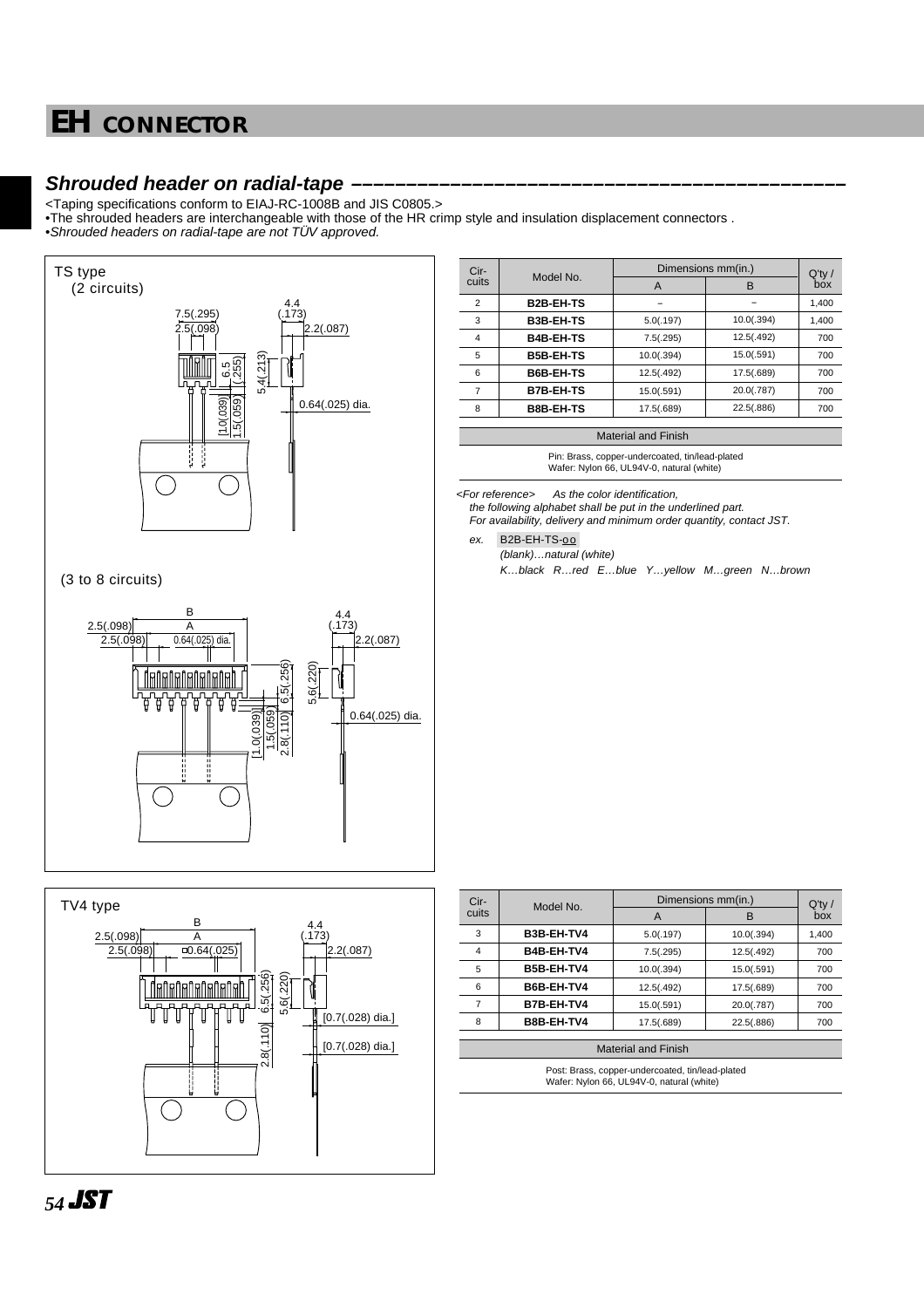# EH CONNECTOR

## *Shrouded header on radial-tape*

<Taping specifications conform to EIAJ-RC-1008B and JIS C0805.>
•The shrouded headers are interchangeable with those of the HR crimp style and insulation displacement connectors .
•*Shrouded headers on radial-tape are not TÜV approved.*

TS type
(2 circuits)

(3 to 8 circuits)

| Circuits | Model No. | Dimensions mm(in.) | | Q'ty / box |
|---|---|---|---|---|
| | | A | B | |
| 2 | **B2B-EH-TS** | – | – | 1,400 |
| 3 | **B3B-EH-TS** | 5.0(.197) | 10.0(.394) | 1,400 |
| 4 | **B4B-EH-TS** | 7.5(.295) | 12.5(.492) | 700 |
| 5 | **B5B-EH-TS** | 10.0(.394) | 15.0(.591) | 700 |
| 6 | **B6B-EH-TS** | 12.5(.492) | 17.5(.689) | 700 |
| 7 | **B7B-EH-TS** | 15.0(.591) | 20.0(.787) | 700 |
| 8 | **B8B-EH-TS** | 17.5(.689) | 22.5(.886) | 700 |

Material and Finish

Pin: Brass, copper-undercoated, tin/lead-plated
Wafer: Nylon 66, UL94V-0, natural (white)

*<For reference> As the color identification,*
*the following alphabet shall be put in the underlined part.*
*For availability, delivery and minimum order quantity, contact JST.*

*ex.* B2B-EH-TS-oo
*(blank)…natural (white)*
*K…black R…red E…blue Y…yellow M…green N…brown*

TV4 type

| Circuits | Model No. | Dimensions mm(in.) | | Q'ty / box |
|---|---|---|---|---|
| | | A | B | |
| 3 | **B3B-EH-TV4** | 5.0(.197) | 10.0(.394) | 1,400 |
| 4 | **B4B-EH-TV4** | 7.5(.295) | 12.5(.492) | 700 |
| 5 | **B5B-EH-TV4** | 10.0(.394) | 15.0(.591) | 700 |
| 6 | **B6B-EH-TV4** | 12.5(.492) | 17.5(.689) | 700 |
| 7 | **B7B-EH-TV4** | 15.0(.591) | 20.0(.787) | 700 |
| 8 | **B8B-EH-TV4** | 17.5(.689) | 22.5(.886) | 700 |

Material and Finish

Post: Brass, copper-undercoated, tin/lead-plated
Wafer: Nylon 66, UL94V-0, natural (white)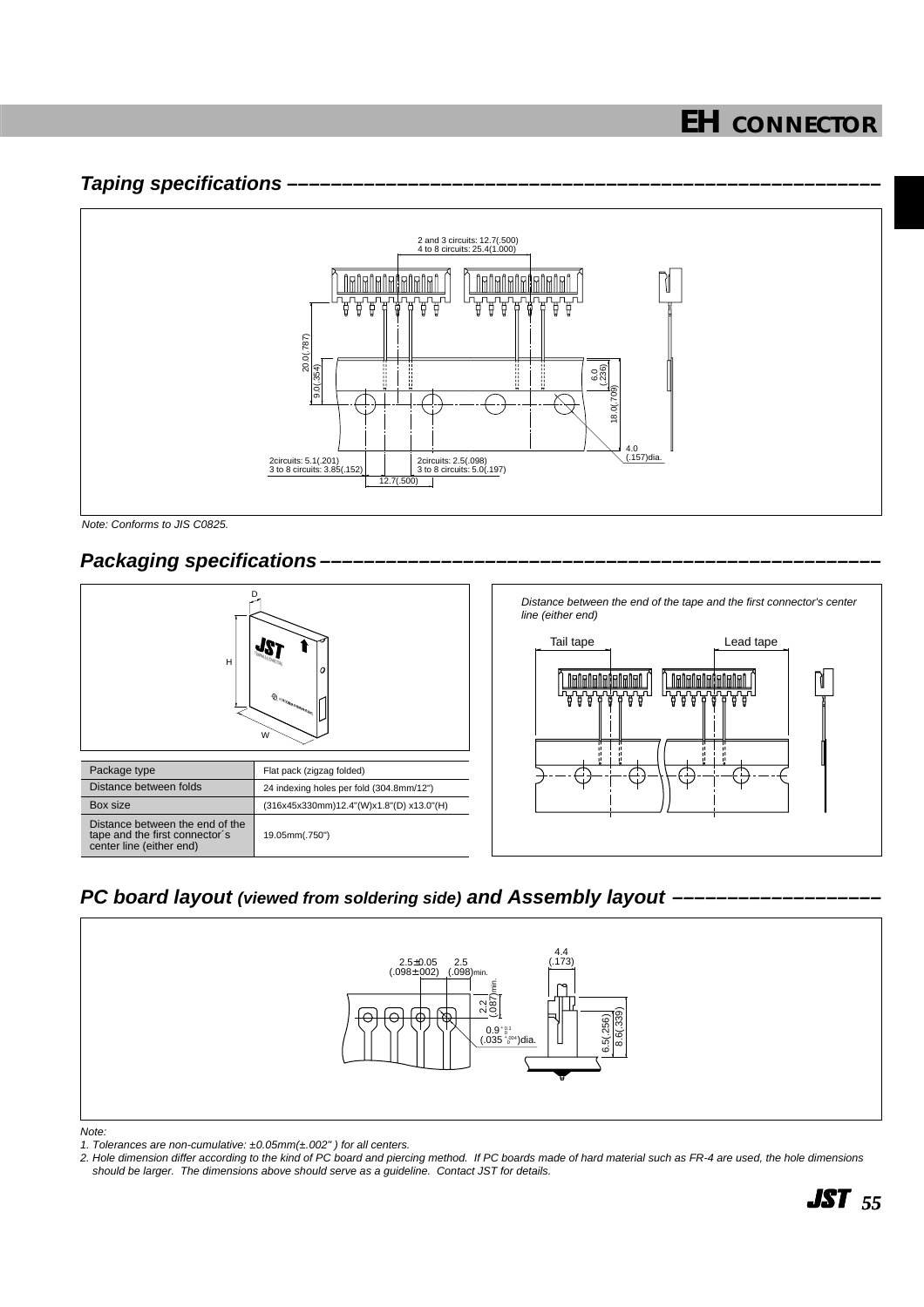# EH CONNECTOR

## Taping specifications

2 and 3 circuits: 12.7(.500)
4 to 8 circuits: 25.4(1.000)

20.0(.787)
9.0(.354)
6.0 (.236)
18.0(.709)
4.0 (.157)dia.

2circuits: 5.1(.201)
3 to 8 circuits: 3.85(.152)

2circuits: 2.5(.098)
3 to 8 circuits: 5.0(.197)

12.7(.500)

*Note: Conforms to JIS C0825.*

## Packaging specifications

| Package type | Flat pack (zigzag folded) |
|---|---|
| Distance between folds | 24 indexing holes per fold (304.8mm/12") |
| Box size | (316x45x330mm)12.4"(W)x1.8"(D) x13.0"(H) |
| Distance between the end of the tape and the first connector´s center line (either end) | 19.05mm(.750") |

*Distance between the end of the tape and the first connector's center line (either end)*

Tail tape    Lead tape

## PC board layout *(viewed from soldering side)* and Assembly layout

2.5±0.05 (.098±.002)    2.5 (.098)min.

2.2 (.087)min.

$0.9^{+0.1}_{0}$ $(.035^{+.004}_{0})$dia.

4.4 (.173)

6.5(.256)    8.6(.339)

*Note:*

*1. Tolerances are non-cumulative: ±0.05mm(±.002" ) for all centers.*

*2. Hole dimension differ according to the kind of PC board and piercing method. If PC boards made of hard material such as FR-4 are used, the hole dimensions should be larger. The dimensions above should serve as a guideline. Contact JST for details.*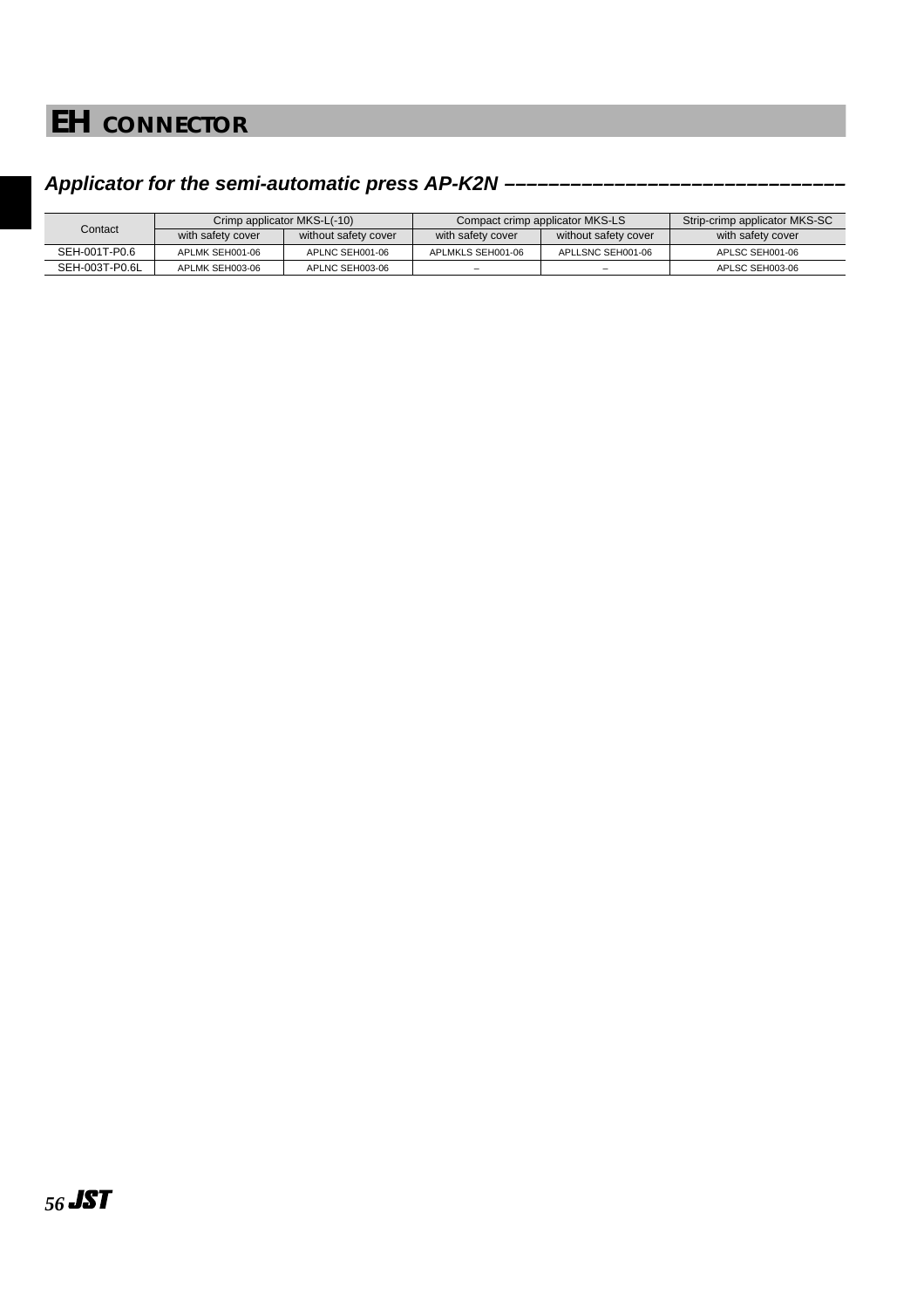# EH CONNECTOR

## *Applicator for the semi-automatic press AP-K2N*

| Contact | Crimp applicator MKS-L(-10) | | Compact crimp applicator MKS-LS | | Strip-crimp applicator MKS-SC |
|---|---|---|---|---|---|
| | with safety cover | without safety cover | with safety cover | without safety cover | with safety cover |
| SEH-001T-P0.6 | APLMK SEH001-06 | APLNC SEH001-06 | APLMKLS SEH001-06 | APLLSNC SEH001-06 | APLSC SEH001-06 |
| SEH-003T-P0.6L | APLMK SEH003-06 | APLNC SEH003-06 | – | – | APLSC SEH003-06 |